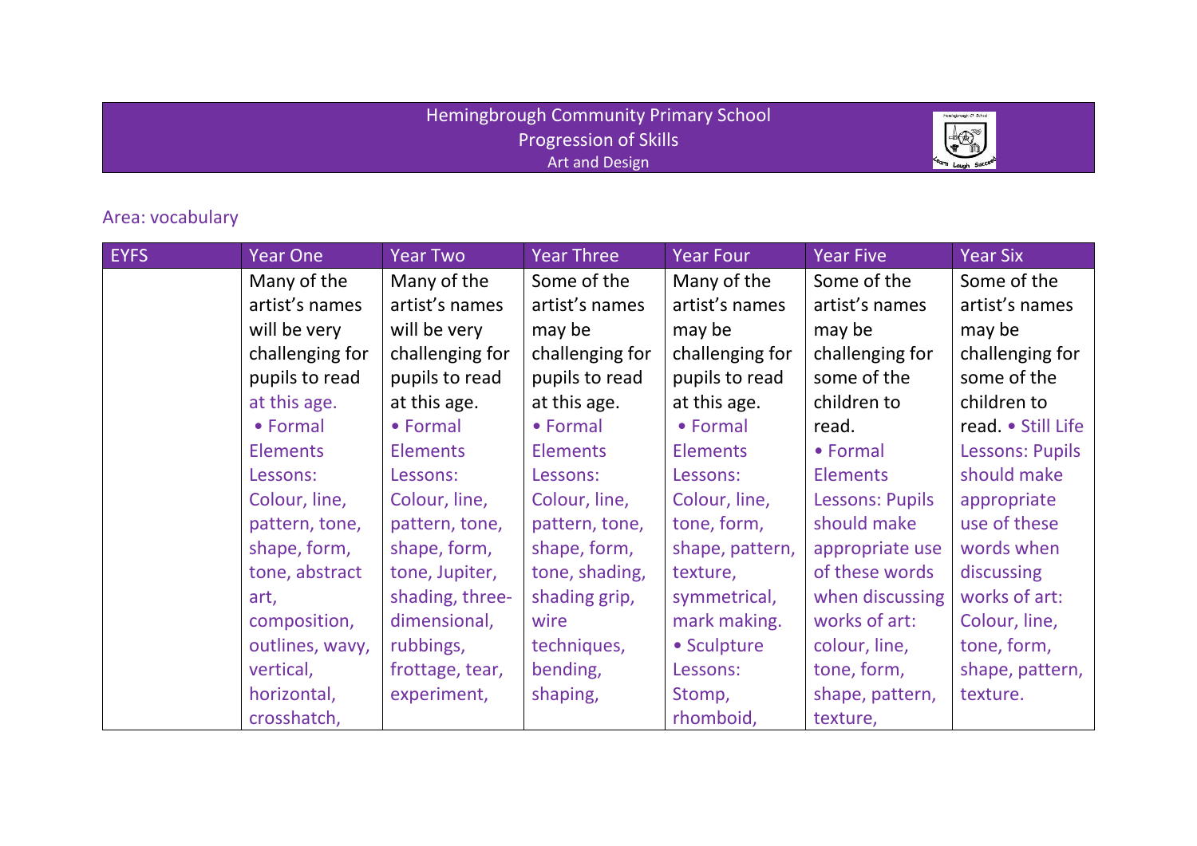# Hemingbrough Community Primary School

## Progression of Skills

### Art and Design

Area: vocabulary

| EYFS | Year One | Year Two | Year Three | Year Four | Year Five | Year Six |
|---|---|---|---|---|---|---|
| | Many of the artist's names will be very challenging for pupils to read at this age. • Formal Elements Lessons: Colour, line, pattern, tone, shape, form, tone, abstract art, composition, outlines, wavy, vertical, horizontal, crosshatch, | Many of the artist's names will be very challenging for pupils to read at this age. • Formal Elements Lessons: Colour, line, pattern, tone, shape, form, tone, Jupiter, shading, three-dimensional, rubbings, frottage, tear, experiment, | Some of the artist's names may be challenging for pupils to read at this age. • Formal Elements Lessons: Colour, line, pattern, tone, shape, form, tone, shading, shading grip, wire techniques, bending, shaping, | Many of the artist's names may be challenging for pupils to read at this age. • Formal Elements Lessons: Colour, line, tone, form, shape, pattern, texture, symmetrical, mark making. • Sculpture Lessons: Stomp, rhomboid, | Some of the artist's names may be challenging for some of the children to read. • Formal Elements Lessons: Pupils should make appropriate use of these words when discussing works of art: colour, line, tone, form, shape, pattern, texture, | Some of the artist's names may be challenging for some of the children to read. • Still Life Lessons: Pupils should make appropriate use of these words when discussing works of art: Colour, line, tone, form, shape, pattern, texture. |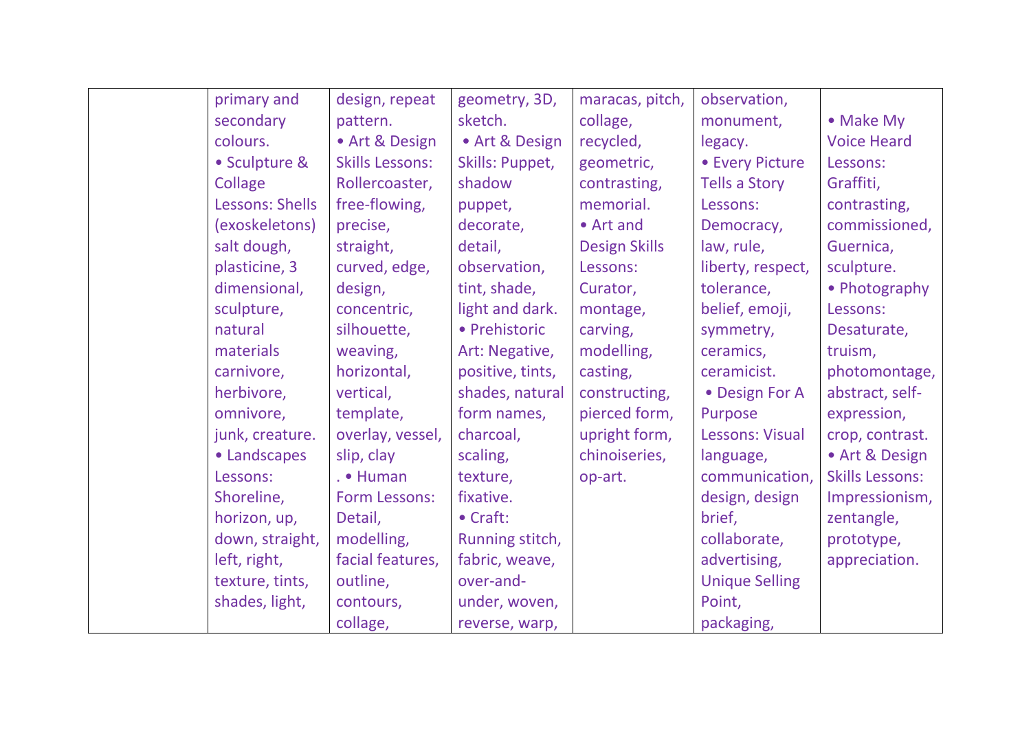| | primary and secondary colours. • Sculpture & Collage Lessons: Shells (exoskeletons) salt dough, plasticine, 3 dimensional, sculpture, natural materials carnivore, herbivore, omnivore, junk, creature. • Landscapes Lessons: Shoreline, horizon, up, down, straight, left, right, texture, tints, shades, light, | design, repeat pattern. • Art & Design Skills Lessons: Rollercoaster, free-flowing, precise, straight, curved, edge, design, concentric, silhouette, weaving, horizontal, vertical, template, overlay, vessel, slip, clay . • Human Form Lessons: Detail, modelling, facial features, outline, contours, collage, | geometry, 3D, sketch. • Art & Design Skills: Puppet, shadow puppet, decorate, detail, observation, tint, shade, light and dark. • Prehistoric Art: Negative, positive, tints, shades, natural form names, charcoal, scaling, texture, fixative. • Craft: Running stitch, fabric, weave, over-and-under, woven, reverse, warp, | maracas, pitch, collage, recycled, geometric, contrasting, memorial. • Art and Design Skills Lessons: Curator, montage, carving, modelling, casting, constructing, pierced form, upright form, chinoiseries, op-art. | observation, monument, legacy. • Every Picture Tells a Story Lessons: Democracy, law, rule, liberty, respect, tolerance, belief, emoji, symmetry, ceramics, ceramicist. • Design For A Purpose Lessons: Visual language, communication, design, design brief, collaborate, advertising, Unique Selling Point, packaging, | • Make My Voice Heard Lessons: Graffiti, contrasting, commissioned, Guernica, sculpture. • Photography Lessons: Desaturate, truism, photomontage, abstract, self-expression, crop, contrast. • Art & Design Skills Lessons: Impressionism, zentangle, prototype, appreciation. |
|---|---|---|---|---|---|---|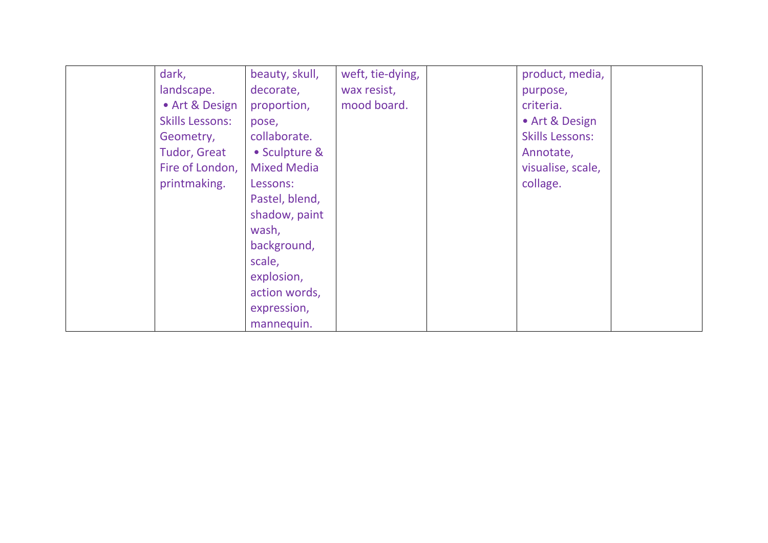| | | | | | | |
|---|---|---|---|---|---|---|
| | dark, landscape. • Art & Design Skills Lessons: Geometry, Tudor, Great Fire of London, printmaking. | beauty, skull, decorate, proportion, pose, collaborate. • Sculpture & Mixed Media Lessons: Pastel, blend, shadow, paint wash, background, scale, explosion, action words, expression, mannequin. | weft, tie-dying, wax resist, mood board. | | product, media, purpose, criteria. • Art & Design Skills Lessons: Annotate, visualise, scale, collage. | |